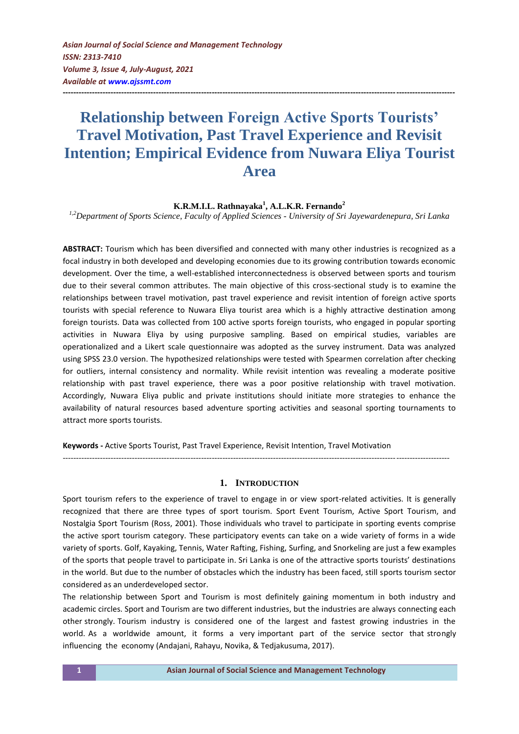# Relationship between Foreign Active Sports Tourists' Travel Motivation, Past Travel Experience and Revisit Intention; Empirical Evidence from Nuwara Eliya Tourist Area

**K.R.M.I.L. Rathnayaka[1], A.L.K.R. Fernando[2]**

[1,2]*Department of Sports Science, Faculty of Applied Sciences - University of Sri Jayewardenepura, Sri Lanka*

**ABSTRACT:** Tourism which has been diversified and connected with many other industries is recognized as a focal industry in both developed and developing economies due to its growing contribution towards economic development. Over the time, a well-established interconnectedness is observed between sports and tourism due to their several common attributes. The main objective of this cross-sectional study is to examine the relationships between travel motivation, past travel experience and revisit intention of foreign active sports tourists with special reference to Nuwara Eliya tourist area which is a highly attractive destination among foreign tourists. Data was collected from 100 active sports foreign tourists, who engaged in popular sporting activities in Nuwara Eliya by using purposive sampling. Based on empirical studies, variables are operationalized and a Likert scale questionnaire was adopted as the survey instrument. Data was analyzed using SPSS 23.0 version. The hypothesized relationships were tested with Spearmen correlation after checking for outliers, internal consistency and normality. While revisit intention was revealing a moderate positive relationship with past travel experience, there was a poor positive relationship with travel motivation. Accordingly, Nuwara Eliya public and private institutions should initiate more strategies to enhance the availability of natural resources based adventure sporting activities and seasonal sporting tournaments to attract more sports tourists.

**Keywords -** Active Sports Tourist, Past Travel Experience, Revisit Intention, Travel Motivation

## 1. INTRODUCTION

Sport tourism refers to the experience of travel to engage in or view sport-related activities. It is generally recognized that there are three types of sport tourism. Sport Event Tourism, Active Sport Tourism, and Nostalgia Sport Tourism (Ross, 2001). Those individuals who travel to participate in sporting events comprise the active sport tourism category. These participatory events can take on a wide variety of forms in a wide variety of sports. Golf, Kayaking, Tennis, Water Rafting, Fishing, Surfing, and Snorkeling are just a few examples of the sports that people travel to participate in. Sri Lanka is one of the attractive sports tourists' destinations in the world. But due to the number of obstacles which the industry has been faced, still sports tourism sector considered as an underdeveloped sector.

The relationship between Sport and Tourism is most definitely gaining momentum in both industry and academic circles. Sport and Tourism are two different industries, but the industries are always connecting each other strongly. Tourism industry is considered one of the largest and fastest growing industries in the world. As a worldwide amount, it forms a very important part of the service sector that strongly influencing the economy (Andajani, Rahayu, Novika, & Tedjakusuma, 2017).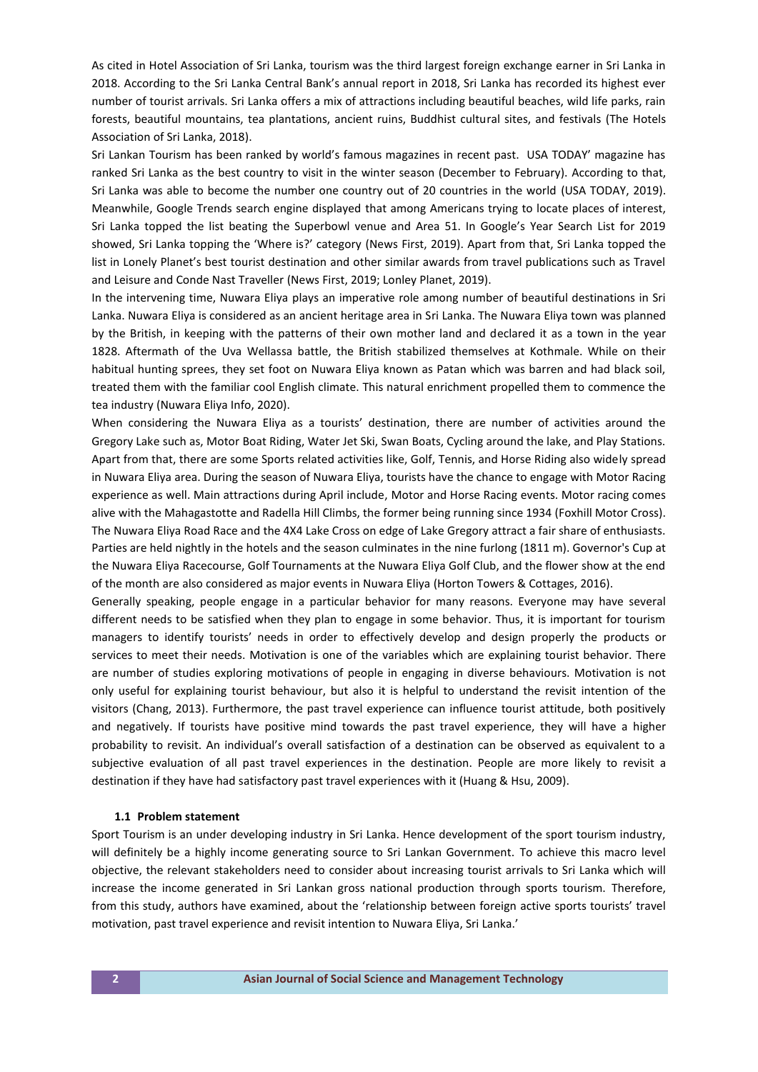As cited in Hotel Association of Sri Lanka, tourism was the third largest foreign exchange earner in Sri Lanka in 2018. According to the Sri Lanka Central Bank's annual report in 2018, Sri Lanka has recorded its highest ever number of tourist arrivals. Sri Lanka offers a mix of attractions including beautiful beaches, wild life parks, rain forests, beautiful mountains, tea plantations, ancient ruins, Buddhist cultural sites, and festivals (The Hotels Association of Sri Lanka, 2018).

Sri Lankan Tourism has been ranked by world's famous magazines in recent past. USA TODAY' magazine has ranked Sri Lanka as the best country to visit in the winter season (December to February). According to that, Sri Lanka was able to become the number one country out of 20 countries in the world (USA TODAY, 2019). Meanwhile, Google Trends search engine displayed that among Americans trying to locate places of interest, Sri Lanka topped the list beating the Superbowl venue and Area 51. In Google's Year Search List for 2019 showed, Sri Lanka topping the 'Where is?' category (News First, 2019). Apart from that, Sri Lanka topped the list in Lonely Planet's best tourist destination and other similar awards from travel publications such as Travel and Leisure and Conde Nast Traveller (News First, 2019; Lonley Planet, 2019).

In the intervening time, Nuwara Eliya plays an imperative role among number of beautiful destinations in Sri Lanka. Nuwara Eliya is considered as an ancient heritage area in Sri Lanka. The Nuwara Eliya town was planned by the British, in keeping with the patterns of their own mother land and declared it as a town in the year 1828. Aftermath of the Uva Wellassa battle, the British stabilized themselves at Kothmale. While on their habitual hunting sprees, they set foot on Nuwara Eliya known as Patan which was barren and had black soil, treated them with the familiar cool English climate. This natural enrichment propelled them to commence the tea industry (Nuwara Eliya Info, 2020).

When considering the Nuwara Eliya as a tourists' destination, there are number of activities around the Gregory Lake such as, Motor Boat Riding, Water Jet Ski, Swan Boats, Cycling around the lake, and Play Stations. Apart from that, there are some Sports related activities like, Golf, Tennis, and Horse Riding also widely spread in Nuwara Eliya area. During the season of Nuwara Eliya, tourists have the chance to engage with Motor Racing experience as well. Main attractions during April include, Motor and Horse Racing events. Motor racing comes alive with the Mahagastotte and Radella Hill Climbs, the former being running since 1934 (Foxhill Motor Cross). The Nuwara Eliya Road Race and the 4X4 Lake Cross on edge of Lake Gregory attract a fair share of enthusiasts. Parties are held nightly in the hotels and the season culminates in the nine furlong (1811 m). Governor's Cup at the Nuwara Eliya Racecourse, Golf Tournaments at the Nuwara Eliya Golf Club, and the flower show at the end of the month are also considered as major events in Nuwara Eliya (Horton Towers & Cottages, 2016).

Generally speaking, people engage in a particular behavior for many reasons. Everyone may have several different needs to be satisfied when they plan to engage in some behavior. Thus, it is important for tourism managers to identify tourists' needs in order to effectively develop and design properly the products or services to meet their needs. Motivation is one of the variables which are explaining tourist behavior. There are number of studies exploring motivations of people in engaging in diverse behaviours. Motivation is not only useful for explaining tourist behaviour, but also it is helpful to understand the revisit intention of the visitors (Chang, 2013). Furthermore, the past travel experience can influence tourist attitude, both positively and negatively. If tourists have positive mind towards the past travel experience, they will have a higher probability to revisit. An individual's overall satisfaction of a destination can be observed as equivalent to a subjective evaluation of all past travel experiences in the destination. People are more likely to revisit a destination if they have had satisfactory past travel experiences with it (Huang & Hsu, 2009).

### 1.1 Problem statement

Sport Tourism is an under developing industry in Sri Lanka. Hence development of the sport tourism industry, will definitely be a highly income generating source to Sri Lankan Government. To achieve this macro level objective, the relevant stakeholders need to consider about increasing tourist arrivals to Sri Lanka which will increase the income generated in Sri Lankan gross national production through sports tourism. Therefore, from this study, authors have examined, about the 'relationship between foreign active sports tourists' travel motivation, past travel experience and revisit intention to Nuwara Eliya, Sri Lanka.'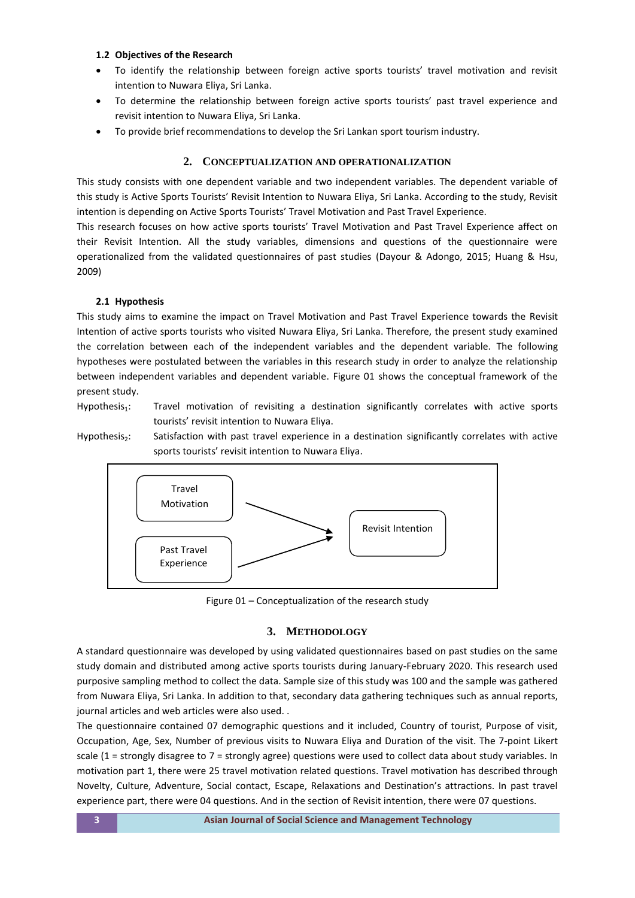### 1.2 Objectives of the Research

- To identify the relationship between foreign active sports tourists' travel motivation and revisit intention to Nuwara Eliya, Sri Lanka.
- To determine the relationship between foreign active sports tourists' past travel experience and revisit intention to Nuwara Eliya, Sri Lanka.
- To provide brief recommendations to develop the Sri Lankan sport tourism industry.

## 2. CONCEPTUALIZATION AND OPERATIONALIZATION

This study consists with one dependent variable and two independent variables. The dependent variable of this study is Active Sports Tourists' Revisit Intention to Nuwara Eliya, Sri Lanka. According to the study, Revisit intention is depending on Active Sports Tourists' Travel Motivation and Past Travel Experience.

This research focuses on how active sports tourists' Travel Motivation and Past Travel Experience affect on their Revisit Intention. All the study variables, dimensions and questions of the questionnaire were operationalized from the validated questionnaires of past studies (Dayour & Adongo, 2015; Huang & Hsu, 2009)

### 2.1 Hypothesis

This study aims to examine the impact on Travel Motivation and Past Travel Experience towards the Revisit Intention of active sports tourists who visited Nuwara Eliya, Sri Lanka. Therefore, the present study examined the correlation between each of the independent variables and the dependent variable. The following hypotheses were postulated between the variables in this research study in order to analyze the relationship between independent variables and dependent variable. Figure 01 shows the conceptual framework of the present study.

Hypothesis$_1$: Travel motivation of revisiting a destination significantly correlates with active sports tourists' revisit intention to Nuwara Eliya.

Hypothesis$_2$: Satisfaction with past travel experience in a destination significantly correlates with active sports tourists' revisit intention to Nuwara Eliya.

Travel Motivation → Revisit Intention

Past Travel Experience → Revisit Intention

Figure 01 – Conceptualization of the research study

## 3. METHODOLOGY

A standard questionnaire was developed by using validated questionnaires based on past studies on the same study domain and distributed among active sports tourists during January-February 2020. This research used purposive sampling method to collect the data. Sample size of this study was 100 and the sample was gathered from Nuwara Eliya, Sri Lanka. In addition to that, secondary data gathering techniques such as annual reports, journal articles and web articles were also used. .

The questionnaire contained 07 demographic questions and it included, Country of tourist, Purpose of visit, Occupation, Age, Sex, Number of previous visits to Nuwara Eliya and Duration of the visit. The 7-point Likert scale (1 = strongly disagree to 7 = strongly agree) questions were used to collect data about study variables. In motivation part 1, there were 25 travel motivation related questions. Travel motivation has described through Novelty, Culture, Adventure, Social contact, Escape, Relaxations and Destination's attractions. In past travel experience part, there were 04 questions. And in the section of Revisit intention, there were 07 questions.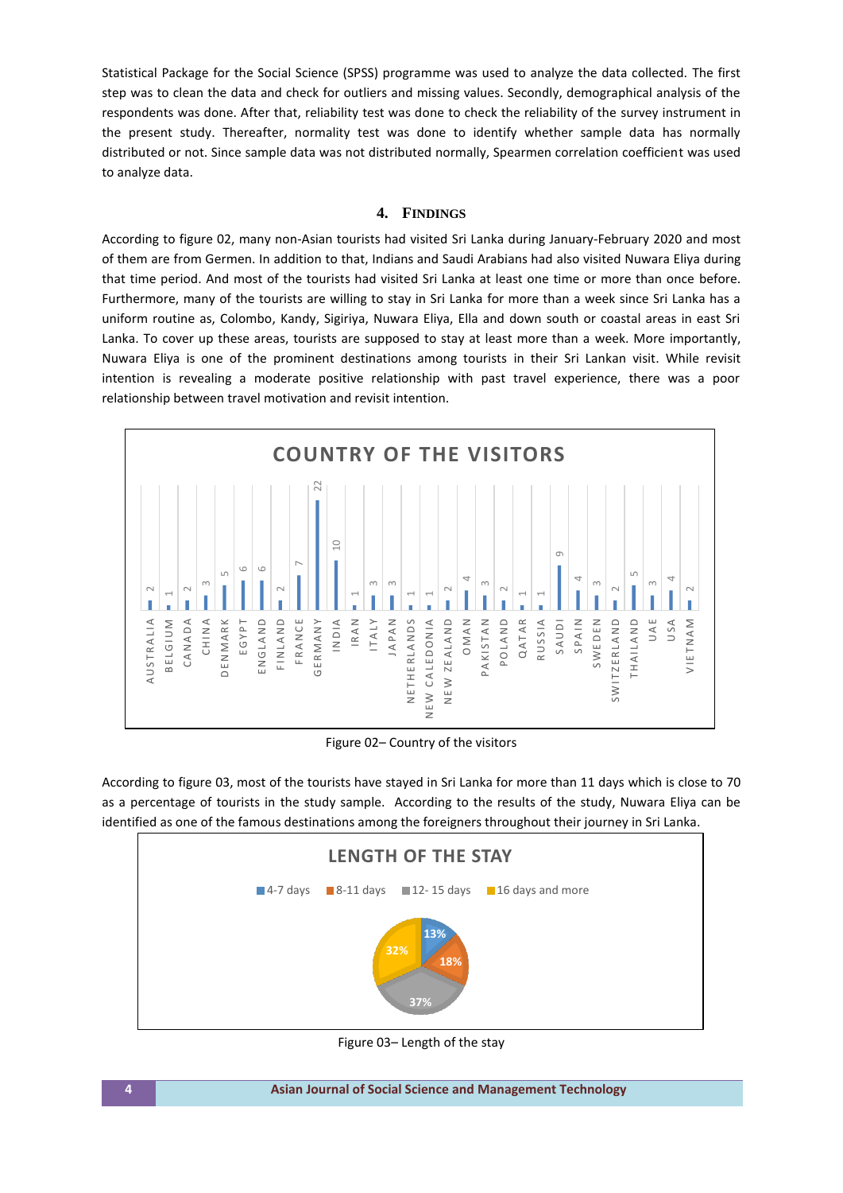Statistical Package for the Social Science (SPSS) programme was used to analyze the data collected. The first step was to clean the data and check for outliers and missing values. Secondly, demographical analysis of the respondents was done. After that, reliability test was done to check the reliability of the survey instrument in the present study. Thereafter, normality test was done to identify whether sample data has normally distributed or not. Since sample data was not distributed normally, Spearmen correlation coefficient was used to analyze data.

## 4. FINDINGS

According to figure 02, many non-Asian tourists had visited Sri Lanka during January-February 2020 and most of them are from Germen. In addition to that, Indians and Saudi Arabians had also visited Nuwara Eliya during that time period. And most of the tourists had visited Sri Lanka at least one time or more than once before. Furthermore, many of the tourists are willing to stay in Sri Lanka for more than a week since Sri Lanka has a uniform routine as, Colombo, Kandy, Sigiriya, Nuwara Eliya, Ella and down south or coastal areas in east Sri Lanka. To cover up these areas, tourists are supposed to stay at least more than a week. More importantly, Nuwara Eliya is one of the prominent destinations among tourists in their Sri Lankan visit. While revisit intention is revealing a moderate positive relationship with past travel experience, there was a poor relationship between travel motivation and revisit intention.

**COUNTRY OF THE VISITORS**

| Country | Count |
|---|---|
| AUSTRALIA | 2 |
| BELGIUM | 1 |
| CANADA | 2 |
| CHINA | 3 |
| DENMARK | 5 |
| EGYPT | 6 |
| ENGLAND | 6 |
| FINLAND | 2 |
| FRANCE | 7 |
| GERMANY | 22 |
| INDIA | 10 |
| IRAN | 1 |
| ITALY | 3 |
| JAPAN | 3 |
| NETHERLANDS | 1 |
| NEW CALEDONIA | 1 |
| NEW ZEALAND | 2 |
| OMAN | 4 |
| PAKISTAN | 3 |
| POLAND | 2 |
| QATAR | 1 |
| RUSSIA | 1 |
| SAUDI | 9 |
| SPAIN | 4 |
| SWEDEN | 3 |
| SWITZERLAND | 2 |
| THAILAND | 5 |
| UAE | 3 |
| USA | 4 |
| VIETNAM | 2 |

Figure 02– Country of the visitors

According to figure 03, most of the tourists have stayed in Sri Lanka for more than 11 days which is close to 70 as a percentage of tourists in the study sample. According to the results of the study, Nuwara Eliya can be identified as one of the famous destinations among the foreigners throughout their journey in Sri Lanka.

**LENGTH OF THE STAY**

| Length of stay | Percentage |
|---|---|
| 4-7 days | 13% |
| 8-11 days | 18% |
| 12- 15 days | 37% |
| 16 days and more | 32% |

Figure 03– Length of the stay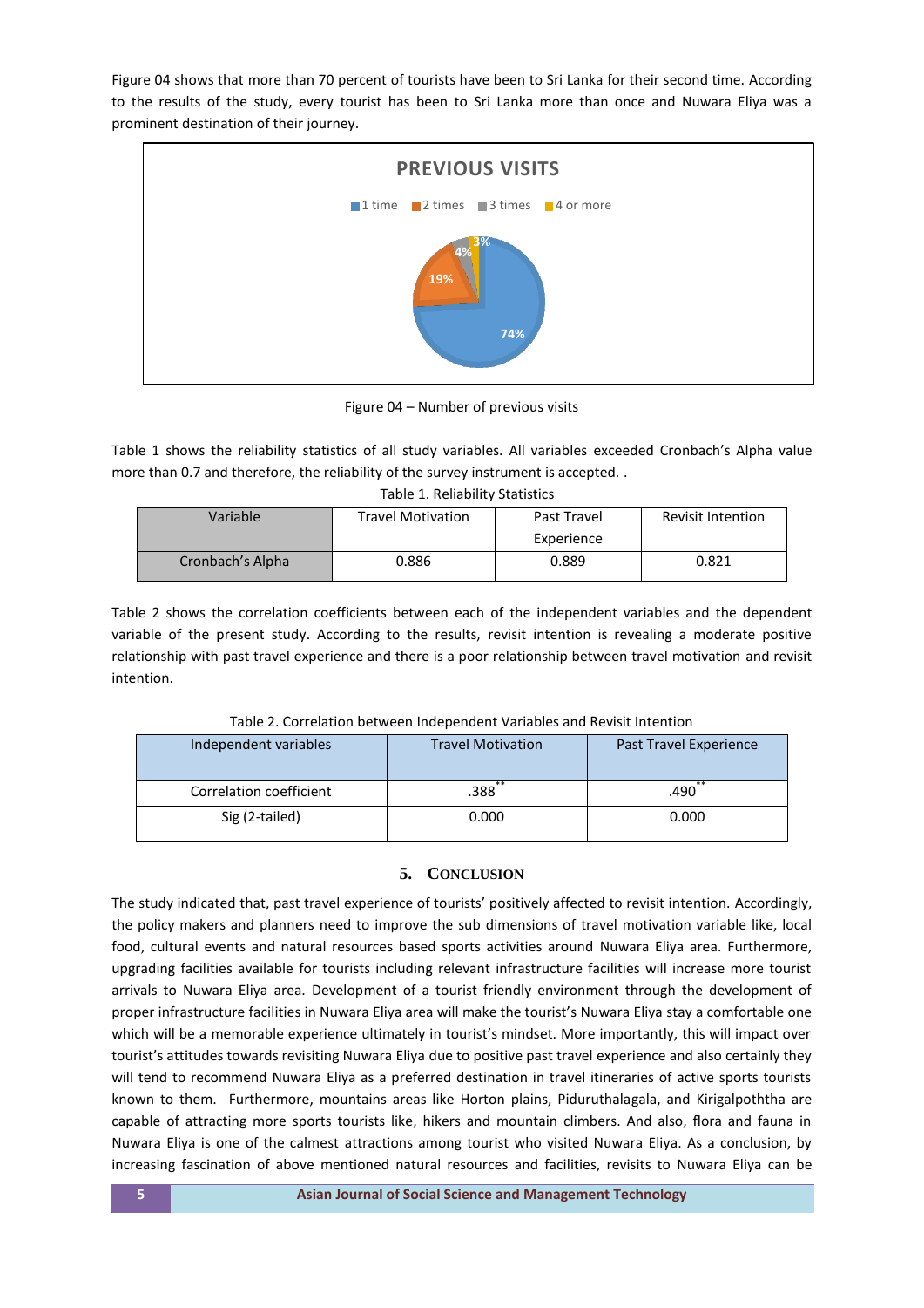Figure 04 shows that more than 70 percent of tourists have been to Sri Lanka for their second time. According to the results of the study, every tourist has been to Sri Lanka more than once and Nuwara Eliya was a prominent destination of their journey.

Figure 04 – Number of previous visits

Table 1 shows the reliability statistics of all study variables. All variables exceeded Cronbach's Alpha value more than 0.7 and therefore, the reliability of the survey instrument is accepted. .

Table 1. Reliability Statistics

| Variable | Travel Motivation | Past Travel Experience | Revisit Intention |
|---|---|---|---|
| Cronbach's Alpha | 0.886 | 0.889 | 0.821 |

Table 2 shows the correlation coefficients between each of the independent variables and the dependent variable of the present study. According to the results, revisit intention is revealing a moderate positive relationship with past travel experience and there is a poor relationship between travel motivation and revisit intention.

Table 2. Correlation between Independent Variables and Revisit Intention

| Independent variables | Travel Motivation | Past Travel Experience |
|---|---|---|
| Correlation coefficient | .388** | .490** |
| Sig (2-tailed) | 0.000 | 0.000 |

## 5. Conclusion

The study indicated that, past travel experience of tourists' positively affected to revisit intention. Accordingly, the policy makers and planners need to improve the sub dimensions of travel motivation variable like, local food, cultural events and natural resources based sports activities around Nuwara Eliya area. Furthermore, upgrading facilities available for tourists including relevant infrastructure facilities will increase more tourist arrivals to Nuwara Eliya area. Development of a tourist friendly environment through the development of proper infrastructure facilities in Nuwara Eliya area will make the tourist's Nuwara Eliya stay a comfortable one which will be a memorable experience ultimately in tourist's mindset. More importantly, this will impact over tourist's attitudes towards revisiting Nuwara Eliya due to positive past travel experience and also certainly they will tend to recommend Nuwara Eliya as a preferred destination in travel itineraries of active sports tourists known to them. Furthermore, mountains areas like Horton plains, Piduruthalagala, and Kirigalpoththa are capable of attracting more sports tourists like, hikers and mountain climbers. And also, flora and fauna in Nuwara Eliya is one of the calmest attractions among tourist who visited Nuwara Eliya. As a conclusion, by increasing fascination of above mentioned natural resources and facilities, revisits to Nuwara Eliya can be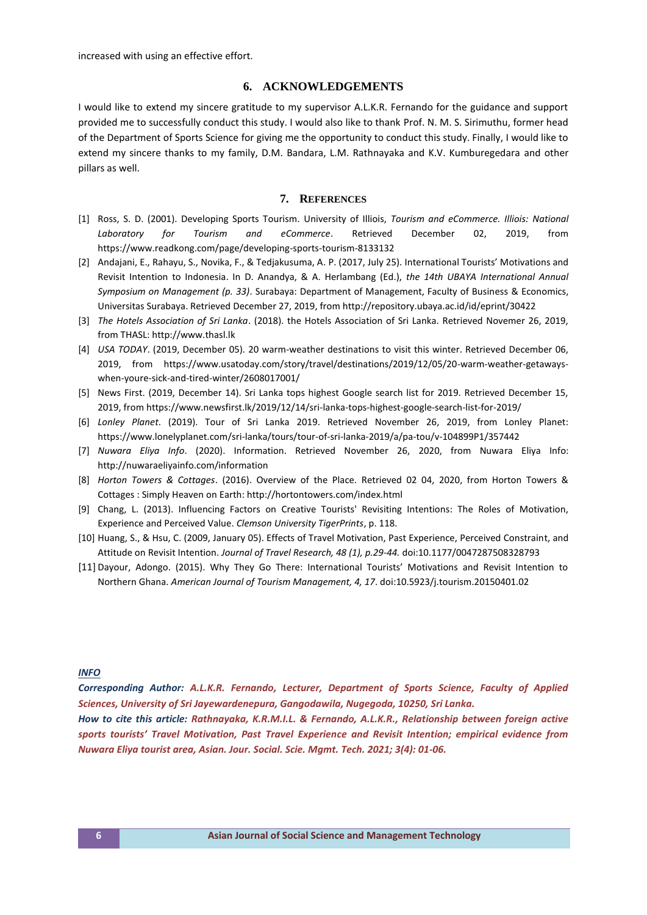increased with using an effective effort.

## 6. ACKNOWLEDGEMENTS

I would like to extend my sincere gratitude to my supervisor A.L.K.R. Fernando for the guidance and support provided me to successfully conduct this study. I would also like to thank Prof. N. M. S. Sirimuthu, former head of the Department of Sports Science for giving me the opportunity to conduct this study. Finally, I would like to extend my sincere thanks to my family, D.M. Bandara, L.M. Rathnayaka and K.V. Kumburegedara and other pillars as well.

## 7. REFERENCES

[1] Ross, S. D. (2001). Developing Sports Tourism. University of Illiois, *Tourism and eCommerce. Illiois: National Laboratory for Tourism and eCommerce*. Retrieved December 02, 2019, from https://www.readkong.com/page/developing-sports-tourism-8133132

[2] Andajani, E., Rahayu, S., Novika, F., & Tedjakusuma, A. P. (2017, July 25). International Tourists' Motivations and Revisit Intention to Indonesia. In D. Anandya, & A. Herlambang (Ed.), *the 14th UBAYA International Annual Symposium on Management (p. 33)*. Surabaya: Department of Management, Faculty of Business & Economics, Universitas Surabaya. Retrieved December 27, 2019, from http://repository.ubaya.ac.id/id/eprint/30422

[3] *The Hotels Association of Sri Lanka*. (2018). the Hotels Association of Sri Lanka. Retrieved Novemer 26, 2019, from THASL: http://www.thasl.lk

[4] *USA TODAY*. (2019, December 05). 20 warm-weather destinations to visit this winter. Retrieved December 06, 2019, from https://www.usatoday.com/story/travel/destinations/2019/12/05/20-warm-weather-getaways-when-youre-sick-and-tired-winter/2608017001/

[5] News First. (2019, December 14). Sri Lanka tops highest Google search list for 2019. Retrieved December 15, 2019, from https://www.newsfirst.lk/2019/12/14/sri-lanka-tops-highest-google-search-list-for-2019/

[6] *Lonley Planet*. (2019). Tour of Sri Lanka 2019. Retrieved November 26, 2019, from Lonley Planet: https://www.lonelyplanet.com/sri-lanka/tours/tour-of-sri-lanka-2019/a/pa-tou/v-104899P1/357442

[7] *Nuwara Eliya Info*. (2020). Information. Retrieved November 26, 2020, from Nuwara Eliya Info: http://nuwaraeliyainfo.com/information

[8] *Horton Towers & Cottages*. (2016). Overview of the Place. Retrieved 02 04, 2020, from Horton Towers & Cottages : Simply Heaven on Earth: http://hortontowers.com/index.html

[9] Chang, L. (2013). Influencing Factors on Creative Tourists' Revisiting Intentions: The Roles of Motivation, Experience and Perceived Value. *Clemson University TigerPrints*, p. 118.

[10] Huang, S., & Hsu, C. (2009, January 05). Effects of Travel Motivation, Past Experience, Perceived Constraint, and Attitude on Revisit Intention. *Journal of Travel Research, 48 (1), p.29-44.* doi:10.1177/0047287508328793

[11] Dayour, Adongo. (2015). Why They Go There: International Tourists' Motivations and Revisit Intention to Northern Ghana. *American Journal of Tourism Management, 4, 17*. doi:10.5923/j.tourism.20150401.02

***INFO***

***Corresponding Author:*** ***A.L.K.R. Fernando, Lecturer, Department of Sports Science, Faculty of Applied Sciences, University of Sri Jayewardenepura, Gangodawila, Nugegoda, 10250, Sri Lanka.***

***How to cite this article:*** ***Rathnayaka, K.R.M.I.L. & Fernando, A.L.K.R., Relationship between foreign active sports tourists' Travel Motivation, Past Travel Experience and Revisit Intention; empirical evidence from Nuwara Eliya tourist area, Asian. Jour. Social. Scie. Mgmt. Tech. 2021; 3(4): 01-06.***